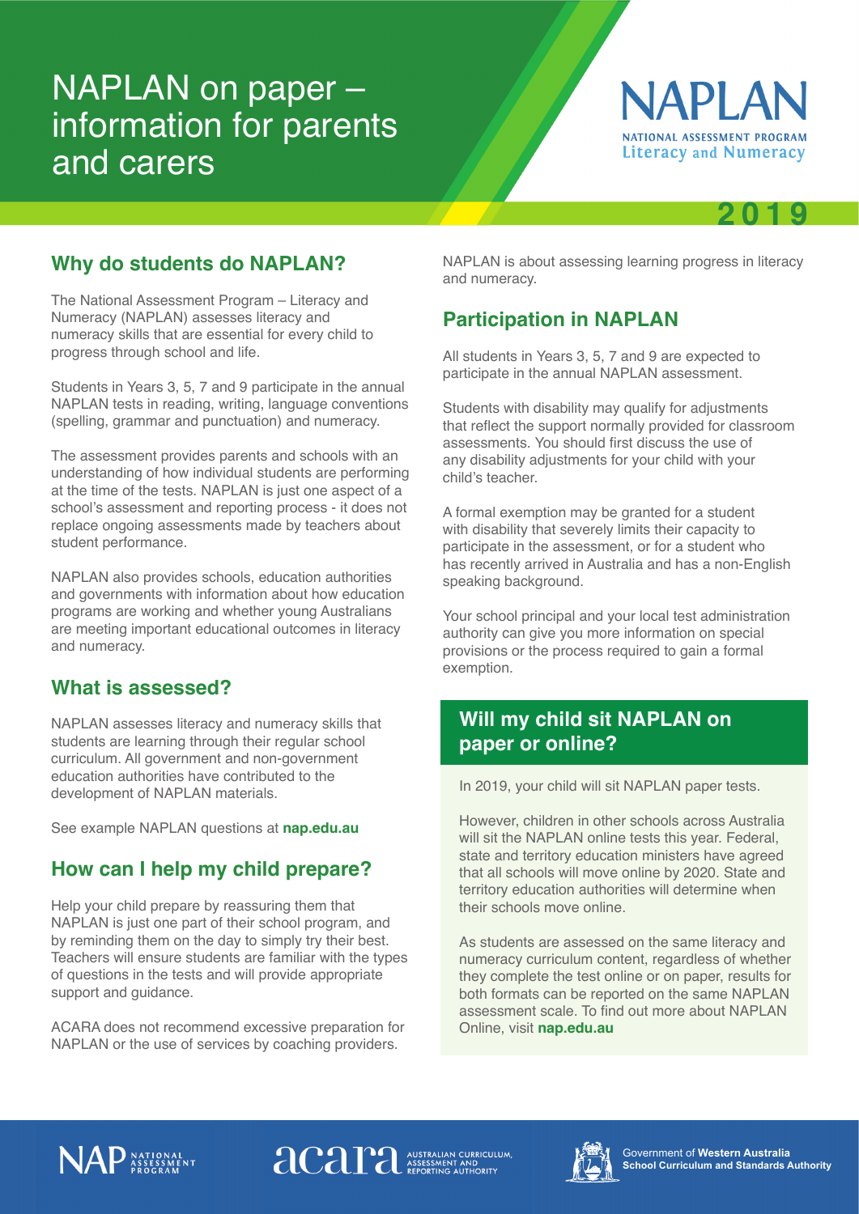# NAPLAN on paper – information for parents and carers

NAPLAN
NATIONAL ASSESSMENT PROGRAM
Literacy and Numeracy

2019

## Why do students do NAPLAN?

The National Assessment Program – Literacy and Numeracy (NAPLAN) assesses literacy and numeracy skills that are essential for every child to progress through school and life.

Students in Years 3, 5, 7 and 9 participate in the annual NAPLAN tests in reading, writing, language conventions (spelling, grammar and punctuation) and numeracy.

The assessment provides parents and schools with an understanding of how individual students are performing at the time of the tests. NAPLAN is just one aspect of a school's assessment and reporting process - it does not replace ongoing assessments made by teachers about student performance.

NAPLAN also provides schools, education authorities and governments with information about how education programs are working and whether young Australians are meeting important educational outcomes in literacy and numeracy.

## What is assessed?

NAPLAN assesses literacy and numeracy skills that students are learning through their regular school curriculum. All government and non-government education authorities have contributed to the development of NAPLAN materials.

See example NAPLAN questions at **nap.edu.au**

## How can I help my child prepare?

Help your child prepare by reassuring them that NAPLAN is just one part of their school program, and by reminding them on the day to simply try their best. Teachers will ensure students are familiar with the types of questions in the tests and will provide appropriate support and guidance.

ACARA does not recommend excessive preparation for NAPLAN or the use of services by coaching providers.

NAPLAN is about assessing learning progress in literacy and numeracy.

## Participation in NAPLAN

All students in Years 3, 5, 7 and 9 are expected to participate in the annual NAPLAN assessment.

Students with disability may qualify for adjustments that reflect the support normally provided for classroom assessments. You should first discuss the use of any disability adjustments for your child with your child's teacher.

A formal exemption may be granted for a student with disability that severely limits their capacity to participate in the assessment, or for a student who has recently arrived in Australia and has a non-English speaking background.

Your school principal and your local test administration authority can give you more information on special provisions or the process required to gain a formal exemption.

## Will my child sit NAPLAN on paper or online?

In 2019, your child will sit NAPLAN paper tests.

However, children in other schools across Australia will sit the NAPLAN online tests this year. Federal, state and territory education ministers have agreed that all schools will move online by 2020. State and territory education authorities will determine when their schools move online.

As students are assessed on the same literacy and numeracy curriculum content, regardless of whether they complete the test online or on paper, results for both formats can be reported on the same NAPLAN assessment scale. To find out more about NAPLAN Online, visit **nap.edu.au**

NAP NATIONAL ASSESSMENT PROGRAM

acara AUSTRALIAN CURRICULUM, ASSESSMENT AND REPORTING AUTHORITY

Government of **Western Australia**
**School Curriculum and Standards Authority**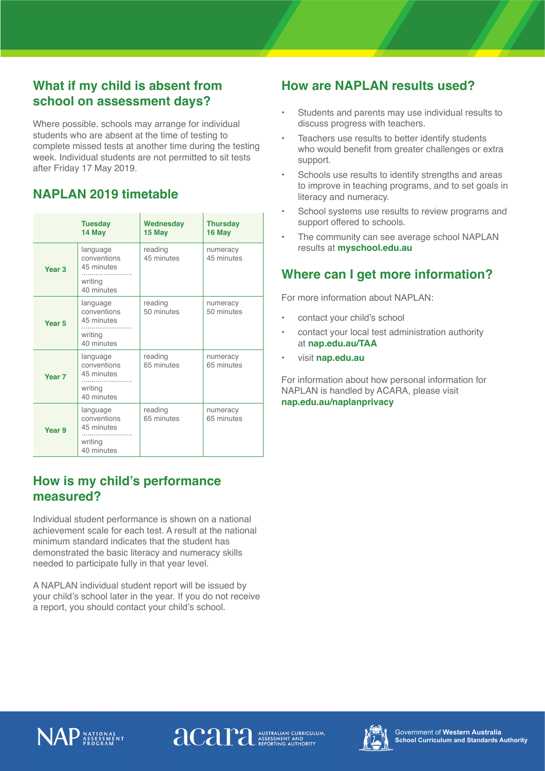## What if my child is absent from school on assessment days?

Where possible, schools may arrange for individual students who are absent at the time of testing to complete missed tests at another time during the testing week. Individual students are not permitted to sit tests after Friday 17 May 2019.

## NAPLAN 2019 timetable

| | Tuesday 14 May | Wednesday 15 May | Thursday 16 May |
|---|---|---|---|
| Year 3 | language conventions 45 minutes<br>writing 40 minutes | reading 45 minutes | numeracy 45 minutes |
| Year 5 | language conventions 45 minutes<br>writing 40 minutes | reading 50 minutes | numeracy 50 minutes |
| Year 7 | language conventions 45 minutes<br>writing 40 minutes | reading 65 minutes | numeracy 65 minutes |
| Year 9 | language conventions 45 minutes<br>writing 40 minutes | reading 65 minutes | numeracy 65 minutes |

## How is my child's performance measured?

Individual student performance is shown on a national achievement scale for each test. A result at the national minimum standard indicates that the student has demonstrated the basic literacy and numeracy skills needed to participate fully in that year level.

A NAPLAN individual student report will be issued by your child's school later in the year. If you do not receive a report, you should contact your child's school.

## How are NAPLAN results used?

- Students and parents may use individual results to discuss progress with teachers.
- Teachers use results to better identify students who would benefit from greater challenges or extra support.
- Schools use results to identify strengths and areas to improve in teaching programs, and to set goals in literacy and numeracy.
- School systems use results to review programs and support offered to schools.
- The community can see average school NAPLAN results at **myschool.edu.au**

## Where can I get more information?

For more information about NAPLAN:

- contact your child's school
- contact your local test administration authority at **nap.edu.au/TAA**
- visit **nap.edu.au**

For information about how personal information for NAPLAN is handled by ACARA, please visit **nap.edu.au/naplanprivacy**

NAP NATIONAL ASSESSMENT PROGRAM

acara AUSTRALIAN CURRICULUM, ASSESSMENT AND REPORTING AUTHORITY

Government of **Western Australia**
**School Curriculum and Standards Authority**